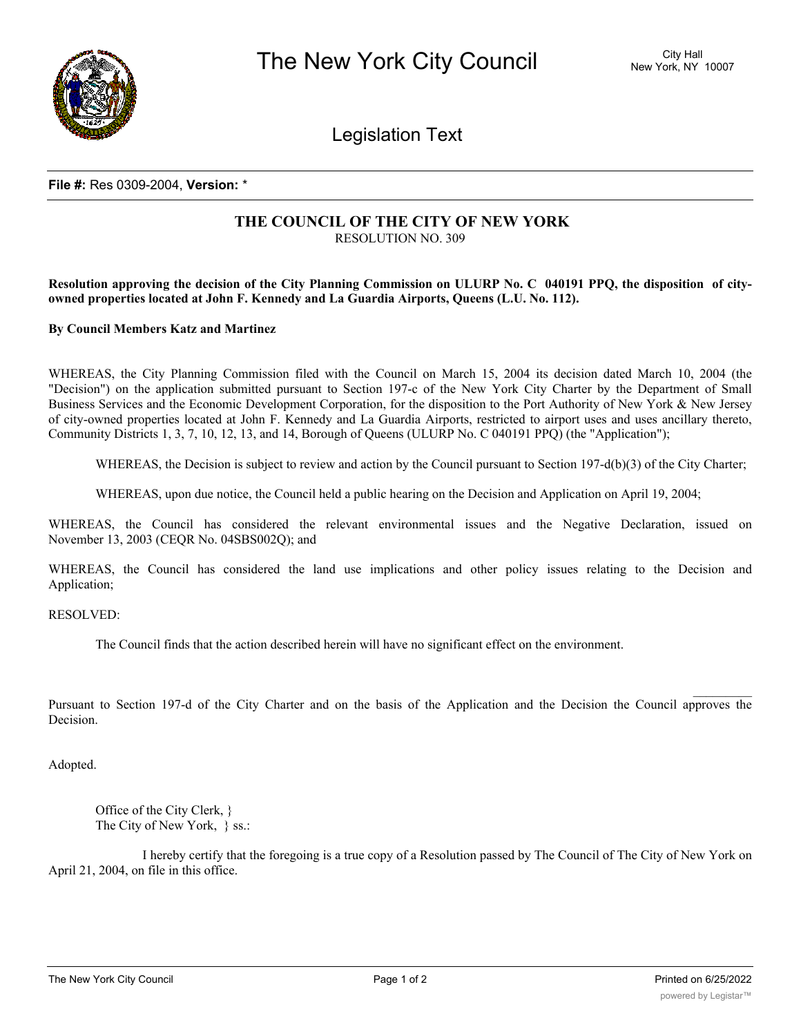The New York City Council

City Hall
New York, NY 10007

Legislation Text

**File #:** Res 0309-2004, **Version:** *

# THE COUNCIL OF THE CITY OF NEW YORK

RESOLUTION NO. 309

**Resolution approving the decision of the City Planning Commission on ULURP No. C 040191 PPQ, the disposition of city-owned properties located at John F. Kennedy and La Guardia Airports, Queens (L.U. No. 112).**

**By Council Members Katz and Martinez**

WHEREAS, the City Planning Commission filed with the Council on March 15, 2004 its decision dated March 10, 2004 (the "Decision") on the application submitted pursuant to Section 197-c of the New York City Charter by the Department of Small Business Services and the Economic Development Corporation, for the disposition to the Port Authority of New York & New Jersey of city-owned properties located at John F. Kennedy and La Guardia Airports, restricted to airport uses and uses ancillary thereto, Community Districts 1, 3, 7, 10, 12, 13, and 14, Borough of Queens (ULURP No. C 040191 PPQ) (the "Application");

WHEREAS, the Decision is subject to review and action by the Council pursuant to Section 197-d(b)(3) of the City Charter;

WHEREAS, upon due notice, the Council held a public hearing on the Decision and Application on April 19, 2004;

WHEREAS, the Council has considered the relevant environmental issues and the Negative Declaration, issued on November 13, 2003 (CEQR No. 04SBS002Q); and

WHEREAS, the Council has considered the land use implications and other policy issues relating to the Decision and Application;

RESOLVED:

The Council finds that the action described herein will have no significant effect on the environment.

Pursuant to Section 197-d of the City Charter and on the basis of the Application and the Decision the Council approves the Decision.

Adopted.

Office of the City Clerk, }
The City of New York, } ss.:

I hereby certify that the foregoing is a true copy of a Resolution passed by The Council of The City of New York on April 21, 2004, on file in this office.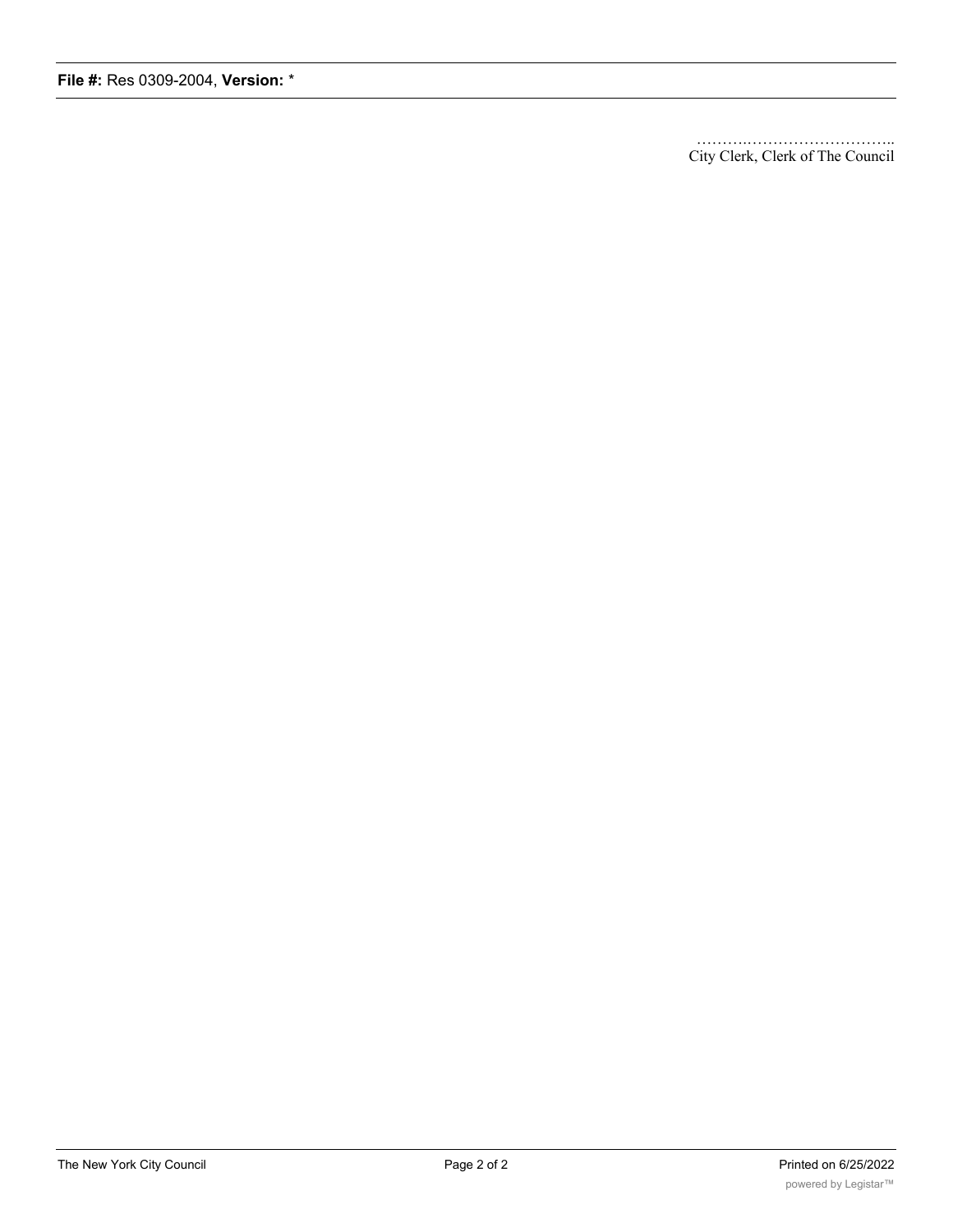……….………………………..
City Clerk, Clerk of The Council